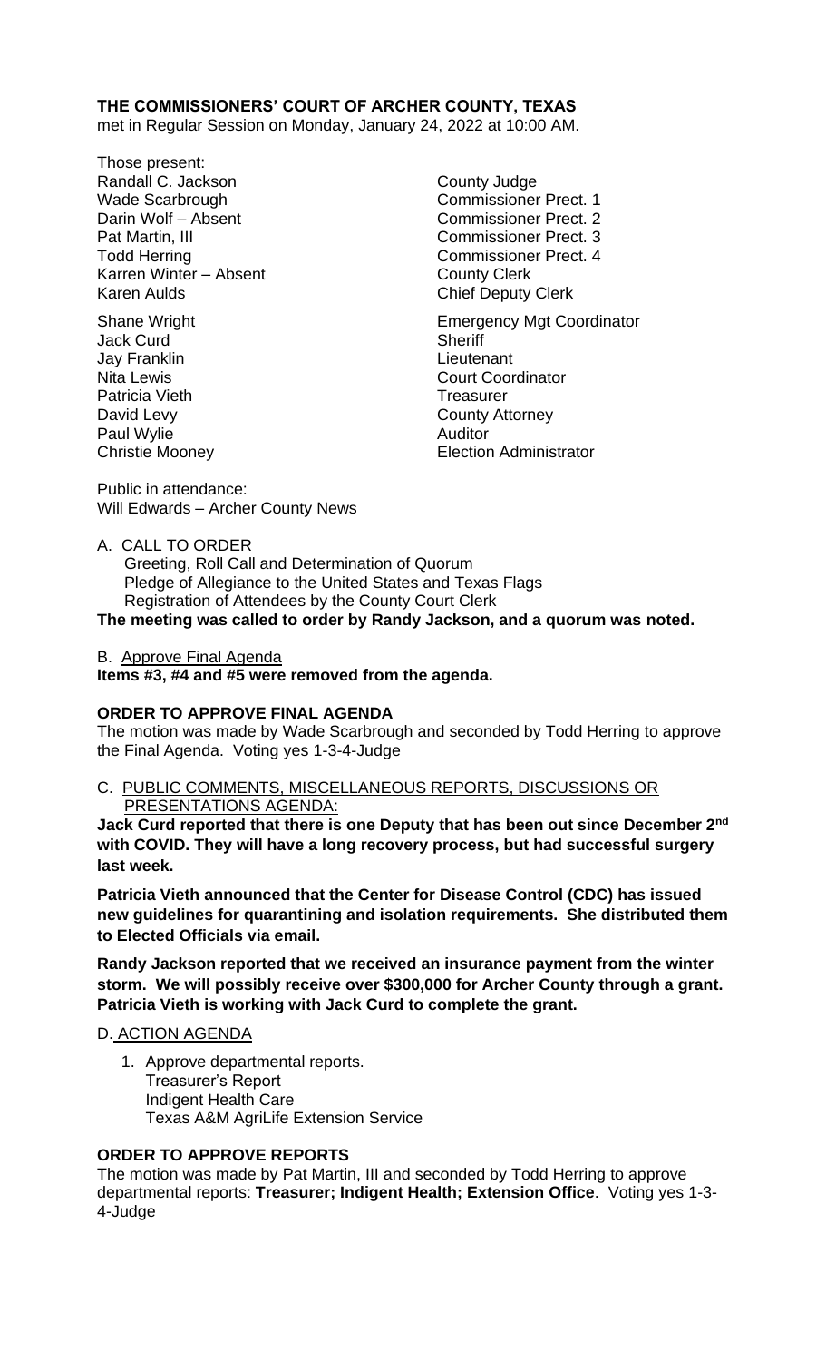**THE COMMISSIONERS' COURT OF ARCHER COUNTY, TEXAS**
met in Regular Session on Monday, January 24, 2022 at 10:00 AM.

Those present:

| | |
|---|---|
| Randall C. Jackson | County Judge |
| Wade Scarbrough | Commissioner Prect. 1 |
| Darin Wolf – Absent | Commissioner Prect. 2 |
| Pat Martin, III | Commissioner Prect. 3 |
| Todd Herring | Commissioner Prect. 4 |
| Karren Winter – Absent | County Clerk |
| Karen Aulds | Chief Deputy Clerk |
| | |
| Shane Wright | Emergency Mgt Coordinator |
| Jack Curd | Sheriff |
| Jay Franklin | Lieutenant |
| Nita Lewis | Court Coordinator |
| Patricia Vieth | Treasurer |
| David Levy | County Attorney |
| Paul Wylie | Auditor |
| Christie Mooney | Election Administrator |

Public in attendance:
Will Edwards – Archer County News

A. CALL TO ORDER
Greeting, Roll Call and Determination of Quorum
Pledge of Allegiance to the United States and Texas Flags
Registration of Attendees by the County Court Clerk

**The meeting was called to order by Randy Jackson, and a quorum was noted.**

B. Approve Final Agenda

**Items #3, #4 and #5 were removed from the agenda.**

**ORDER TO APPROVE FINAL AGENDA**

The motion was made by Wade Scarbrough and seconded by Todd Herring to approve the Final Agenda. Voting yes 1-3-4-Judge

C. PUBLIC COMMENTS, MISCELLANEOUS REPORTS, DISCUSSIONS OR PRESENTATIONS AGENDA:

**Jack Curd reported that there is one Deputy that has been out since December 2nd with COVID. They will have a long recovery process, but had successful surgery last week.**

**Patricia Vieth announced that the Center for Disease Control (CDC) has issued new guidelines for quarantining and isolation requirements. She distributed them to Elected Officials via email.**

**Randy Jackson reported that we received an insurance payment from the winter storm. We will possibly receive over $300,000 for Archer County through a grant. Patricia Vieth is working with Jack Curd to complete the grant.**

D. ACTION AGENDA

1. Approve departmental reports.
   Treasurer's Report
   Indigent Health Care
   Texas A&M AgriLife Extension Service

**ORDER TO APPROVE REPORTS**

The motion was made by Pat Martin, III and seconded by Todd Herring to approve departmental reports: **Treasurer; Indigent Health; Extension Office**. Voting yes 1-3-4-Judge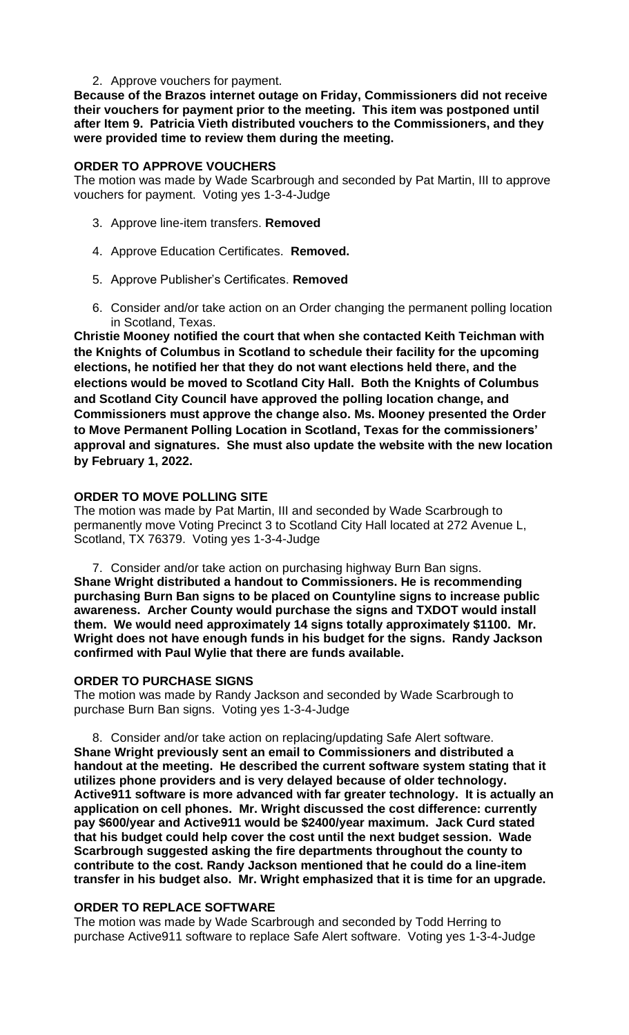2. Approve vouchers for payment.

**Because of the Brazos internet outage on Friday, Commissioners did not receive their vouchers for payment prior to the meeting. This item was postponed until after Item 9. Patricia Vieth distributed vouchers to the Commissioners, and they were provided time to review them during the meeting.**

**ORDER TO APPROVE VOUCHERS**

The motion was made by Wade Scarbrough and seconded by Pat Martin, III to approve vouchers for payment. Voting yes 1-3-4-Judge

3. Approve line-item transfers. **Removed**

4. Approve Education Certificates. **Removed.**

5. Approve Publisher's Certificates. **Removed**

6. Consider and/or take action on an Order changing the permanent polling location in Scotland, Texas.

**Christie Mooney notified the court that when she contacted Keith Teichman with the Knights of Columbus in Scotland to schedule their facility for the upcoming elections, he notified her that they do not want elections held there, and the elections would be moved to Scotland City Hall. Both the Knights of Columbus and Scotland City Council have approved the polling location change, and Commissioners must approve the change also. Ms. Mooney presented the Order to Move Permanent Polling Location in Scotland, Texas for the commissioners' approval and signatures. She must also update the website with the new location by February 1, 2022.**

**ORDER TO MOVE POLLING SITE**

The motion was made by Pat Martin, III and seconded by Wade Scarbrough to permanently move Voting Precinct 3 to Scotland City Hall located at 272 Avenue L, Scotland, TX 76379. Voting yes 1-3-4-Judge

7. Consider and/or take action on purchasing highway Burn Ban signs.

**Shane Wright distributed a handout to Commissioners. He is recommending purchasing Burn Ban signs to be placed on Countyline signs to increase public awareness. Archer County would purchase the signs and TXDOT would install them. We would need approximately 14 signs totally approximately $1100. Mr. Wright does not have enough funds in his budget for the signs. Randy Jackson confirmed with Paul Wylie that there are funds available.**

**ORDER TO PURCHASE SIGNS**

The motion was made by Randy Jackson and seconded by Wade Scarbrough to purchase Burn Ban signs. Voting yes 1-3-4-Judge

8. Consider and/or take action on replacing/updating Safe Alert software.

**Shane Wright previously sent an email to Commissioners and distributed a handout at the meeting. He described the current software system stating that it utilizes phone providers and is very delayed because of older technology. Active911 software is more advanced with far greater technology. It is actually an application on cell phones. Mr. Wright discussed the cost difference: currently pay $600/year and Active911 would be $2400/year maximum. Jack Curd stated that his budget could help cover the cost until the next budget session. Wade Scarbrough suggested asking the fire departments throughout the county to contribute to the cost. Randy Jackson mentioned that he could do a line-item transfer in his budget also. Mr. Wright emphasized that it is time for an upgrade.**

**ORDER TO REPLACE SOFTWARE**

The motion was made by Wade Scarbrough and seconded by Todd Herring to purchase Active911 software to replace Safe Alert software. Voting yes 1-3-4-Judge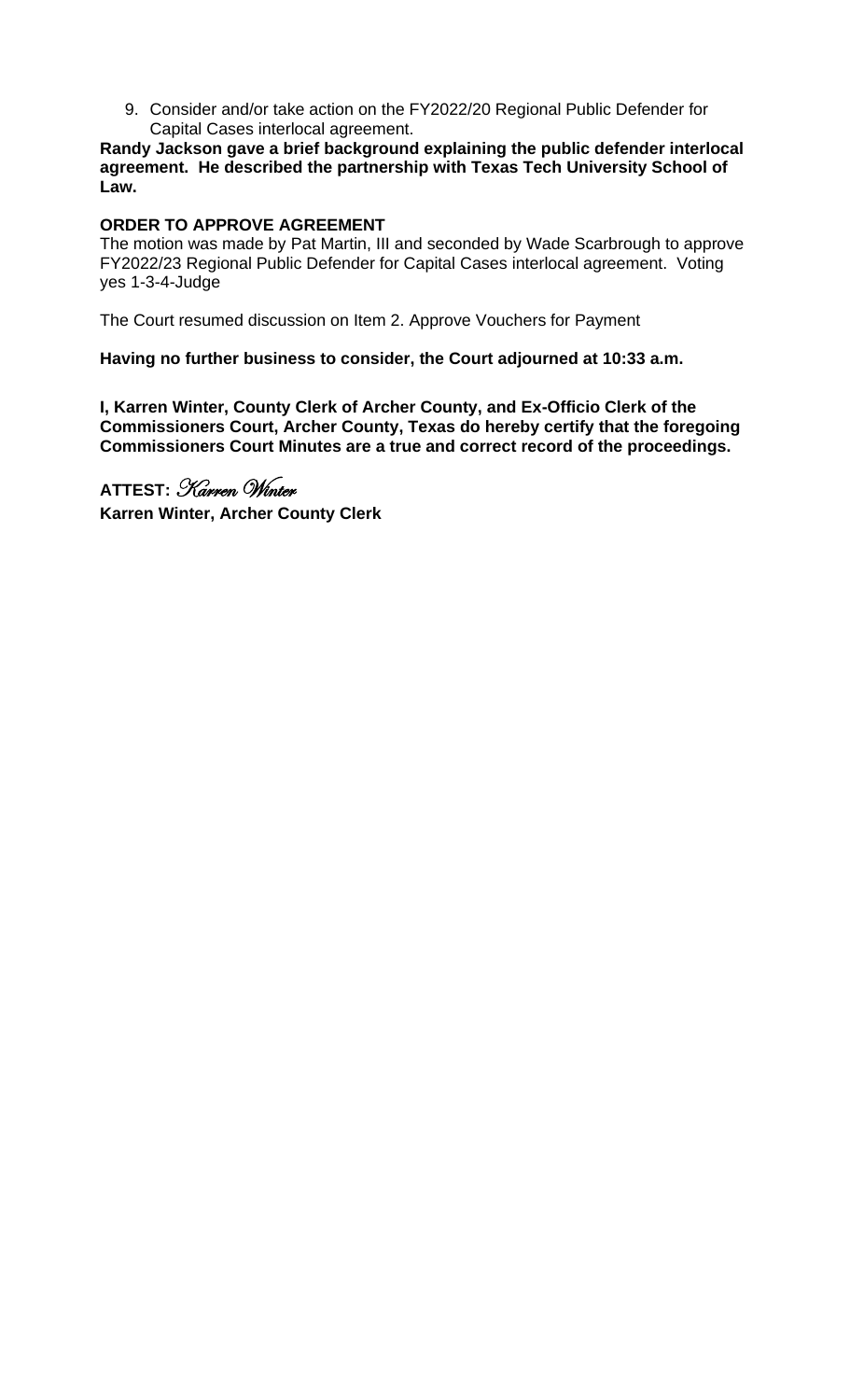9. Consider and/or take action on the FY2022/20 Regional Public Defender for Capital Cases interlocal agreement.

**Randy Jackson gave a brief background explaining the public defender interlocal agreement. He described the partnership with Texas Tech University School of Law.**

**ORDER TO APPROVE AGREEMENT**

The motion was made by Pat Martin, III and seconded by Wade Scarbrough to approve FY2022/23 Regional Public Defender for Capital Cases interlocal agreement. Voting yes 1-3-4-Judge

The Court resumed discussion on Item 2. Approve Vouchers for Payment

**Having no further business to consider, the Court adjourned at 10:33 a.m.**

**I, Karren Winter, County Clerk of Archer County, and Ex-Officio Clerk of the Commissioners Court, Archer County, Texas do hereby certify that the foregoing Commissioners Court Minutes are a true and correct record of the proceedings.**

**ATTEST:** *Karren Winter*

**Karren Winter, Archer County Clerk**